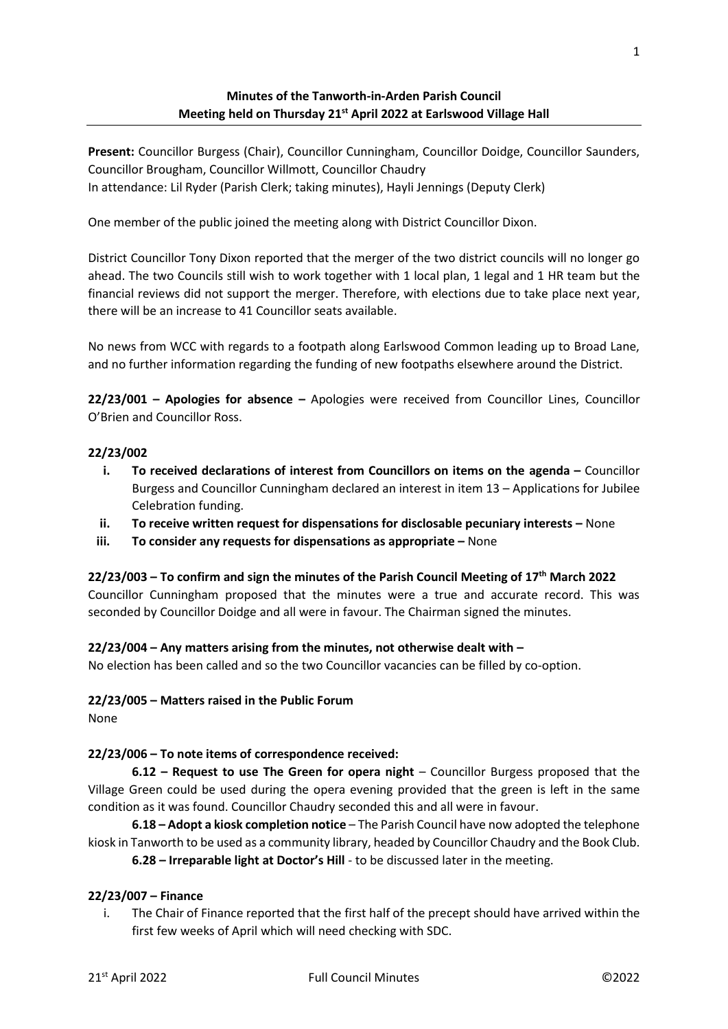## Minutes of the Tanworth-in-Arden Parish Council Meeting held on Thursday 21st April 2022 at Earlswood Village Hall

**Present:** Councillor Burgess (Chair), Councillor Cunningham, Councillor Doidge, Councillor Saunders, Councillor Brougham, Councillor Willmott, Councillor Chaudry
In attendance: Lil Ryder (Parish Clerk; taking minutes), Hayli Jennings (Deputy Clerk)

One member of the public joined the meeting along with District Councillor Dixon.

District Councillor Tony Dixon reported that the merger of the two district councils will no longer go ahead. The two Councils still wish to work together with 1 local plan, 1 legal and 1 HR team but the financial reviews did not support the merger. Therefore, with elections due to take place next year, there will be an increase to 41 Councillor seats available.

No news from WCC with regards to a footpath along Earlswood Common leading up to Broad Lane, and no further information regarding the funding of new footpaths elsewhere around the District.

**22/23/001 – Apologies for absence –** Apologies were received from Councillor Lines, Councillor O'Brien and Councillor Ross.

**22/23/002**

- **i. To received declarations of interest from Councillors on items on the agenda –** Councillor Burgess and Councillor Cunningham declared an interest in item 13 – Applications for Jubilee Celebration funding.
- **ii. To receive written request for dispensations for disclosable pecuniary interests –** None
- **iii. To consider any requests for dispensations as appropriate –** None

**22/23/003 – To confirm and sign the minutes of the Parish Council Meeting of 17th March 2022**
Councillor Cunningham proposed that the minutes were a true and accurate record. This was seconded by Councillor Doidge and all were in favour. The Chairman signed the minutes.

**22/23/004 – Any matters arising from the minutes, not otherwise dealt with –**
No election has been called and so the two Councillor vacancies can be filled by co-option.

**22/23/005 – Matters raised in the Public Forum**
None

**22/23/006 – To note items of correspondence received:**

**6.12 – Request to use The Green for opera night** – Councillor Burgess proposed that the Village Green could be used during the opera evening provided that the green is left in the same condition as it was found. Councillor Chaudry seconded this and all were in favour.

**6.18 – Adopt a kiosk completion notice** – The Parish Council have now adopted the telephone kiosk in Tanworth to be used as a community library, headed by Councillor Chaudry and the Book Club.

**6.28 – Irreparable light at Doctor's Hill** - to be discussed later in the meeting.

**22/23/007 – Finance**

i. The Chair of Finance reported that the first half of the precept should have arrived within the first few weeks of April which will need checking with SDC.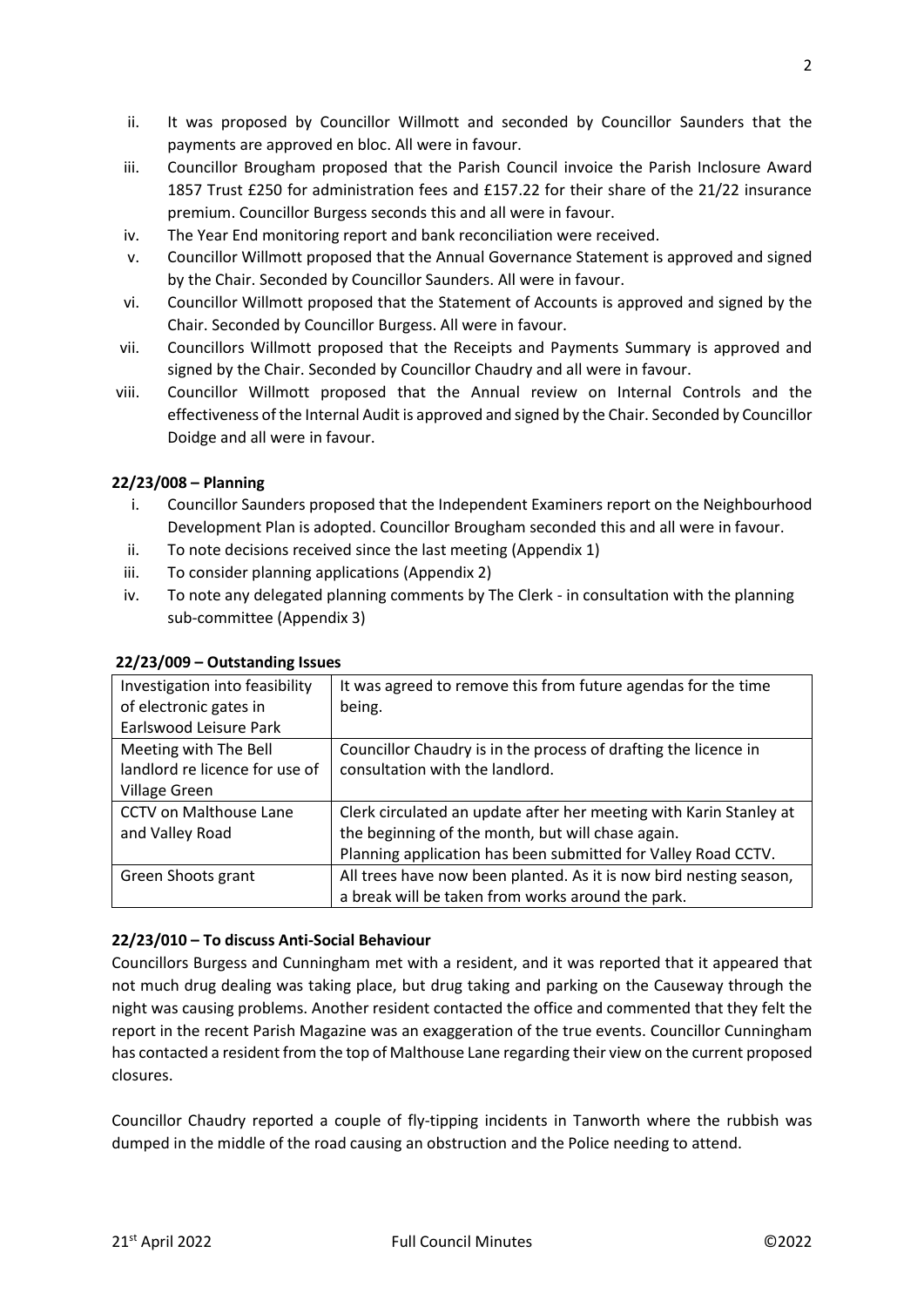ii. It was proposed by Councillor Willmott and seconded by Councillor Saunders that the payments are approved en bloc. All were in favour.
iii. Councillor Brougham proposed that the Parish Council invoice the Parish Inclosure Award 1857 Trust £250 for administration fees and £157.22 for their share of the 21/22 insurance premium. Councillor Burgess seconds this and all were in favour.
iv. The Year End monitoring report and bank reconciliation were received.
v. Councillor Willmott proposed that the Annual Governance Statement is approved and signed by the Chair. Seconded by Councillor Saunders. All were in favour.
vi. Councillor Willmott proposed that the Statement of Accounts is approved and signed by the Chair. Seconded by Councillor Burgess. All were in favour.
vii. Councillors Willmott proposed that the Receipts and Payments Summary is approved and signed by the Chair. Seconded by Councillor Chaudry and all were in favour.
viii. Councillor Willmott proposed that the Annual review on Internal Controls and the effectiveness of the Internal Audit is approved and signed by the Chair. Seconded by Councillor Doidge and all were in favour.

**22/23/008 – Planning**

i. Councillor Saunders proposed that the Independent Examiners report on the Neighbourhood Development Plan is adopted. Councillor Brougham seconded this and all were in favour.
ii. To note decisions received since the last meeting (Appendix 1)
iii. To consider planning applications (Appendix 2)
iv. To note any delegated planning comments by The Clerk - in consultation with the planning sub-committee (Appendix 3)

**22/23/009 – Outstanding Issues**

| | |
|---|---|
| Investigation into feasibility of electronic gates in Earlswood Leisure Park | It was agreed to remove this from future agendas for the time being. |
| Meeting with The Bell landlord re licence for use of Village Green | Councillor Chaudry is in the process of drafting the licence in consultation with the landlord. |
| CCTV on Malthouse Lane and Valley Road | Clerk circulated an update after her meeting with Karin Stanley at the beginning of the month, but will chase again.<br>Planning application has been submitted for Valley Road CCTV. |
| Green Shoots grant | All trees have now been planted. As it is now bird nesting season, a break will be taken from works around the park. |

**22/23/010 – To discuss Anti-Social Behaviour**

Councillors Burgess and Cunningham met with a resident, and it was reported that it appeared that not much drug dealing was taking place, but drug taking and parking on the Causeway through the night was causing problems. Another resident contacted the office and commented that they felt the report in the recent Parish Magazine was an exaggeration of the true events. Councillor Cunningham has contacted a resident from the top of Malthouse Lane regarding their view on the current proposed closures.

Councillor Chaudry reported a couple of fly-tipping incidents in Tanworth where the rubbish was dumped in the middle of the road causing an obstruction and the Police needing to attend.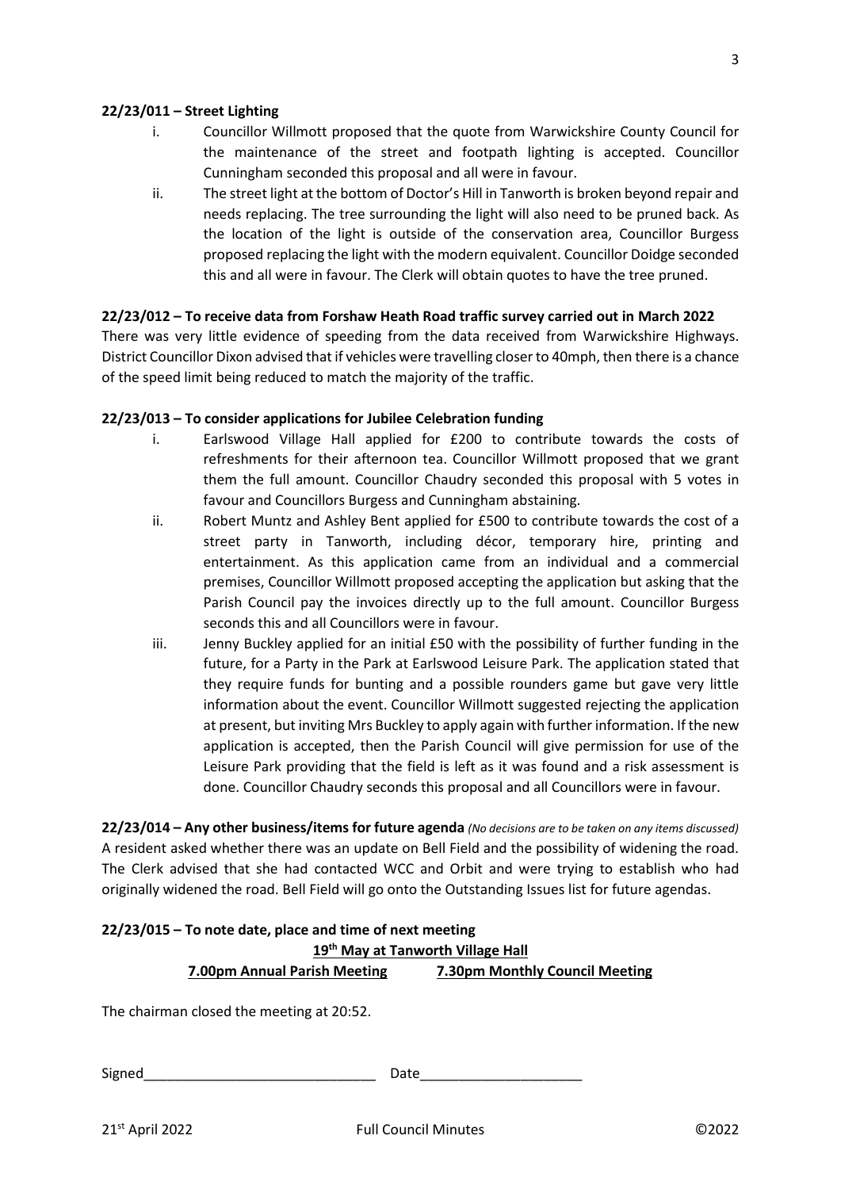**22/23/011 – Street Lighting**

i. Councillor Willmott proposed that the quote from Warwickshire County Council for the maintenance of the street and footpath lighting is accepted. Councillor Cunningham seconded this proposal and all were in favour.

ii. The street light at the bottom of Doctor's Hill in Tanworth is broken beyond repair and needs replacing. The tree surrounding the light will also need to be pruned back. As the location of the light is outside of the conservation area, Councillor Burgess proposed replacing the light with the modern equivalent. Councillor Doidge seconded this and all were in favour. The Clerk will obtain quotes to have the tree pruned.

**22/23/012 – To receive data from Forshaw Heath Road traffic survey carried out in March 2022**

There was very little evidence of speeding from the data received from Warwickshire Highways. District Councillor Dixon advised that if vehicles were travelling closer to 40mph, then there is a chance of the speed limit being reduced to match the majority of the traffic.

**22/23/013 – To consider applications for Jubilee Celebration funding**

i. Earlswood Village Hall applied for £200 to contribute towards the costs of refreshments for their afternoon tea. Councillor Willmott proposed that we grant them the full amount. Councillor Chaudry seconded this proposal with 5 votes in favour and Councillors Burgess and Cunningham abstaining.

ii. Robert Muntz and Ashley Bent applied for £500 to contribute towards the cost of a street party in Tanworth, including décor, temporary hire, printing and entertainment. As this application came from an individual and a commercial premises, Councillor Willmott proposed accepting the application but asking that the Parish Council pay the invoices directly up to the full amount. Councillor Burgess seconds this and all Councillors were in favour.

iii. Jenny Buckley applied for an initial £50 with the possibility of further funding in the future, for a Party in the Park at Earlswood Leisure Park. The application stated that they require funds for bunting and a possible rounders game but gave very little information about the event. Councillor Willmott suggested rejecting the application at present, but inviting Mrs Buckley to apply again with further information. If the new application is accepted, then the Parish Council will give permission for use of the Leisure Park providing that the field is left as it was found and a risk assessment is done. Councillor Chaudry seconds this proposal and all Councillors were in favour.

**22/23/014 – Any other business/items for future agenda** *(No decisions are to be taken on any items discussed)*

A resident asked whether there was an update on Bell Field and the possibility of widening the road. The Clerk advised that she had contacted WCC and Orbit and were trying to establish who had originally widened the road. Bell Field will go onto the Outstanding Issues list for future agendas.

**22/23/015 – To note date, place and time of next meeting**

**19th May at Tanworth Village Hall**

**7.00pm Annual Parish Meeting** **7.30pm Monthly Council Meeting**

The chairman closed the meeting at 20:52.

Signed_____________________________ Date____________________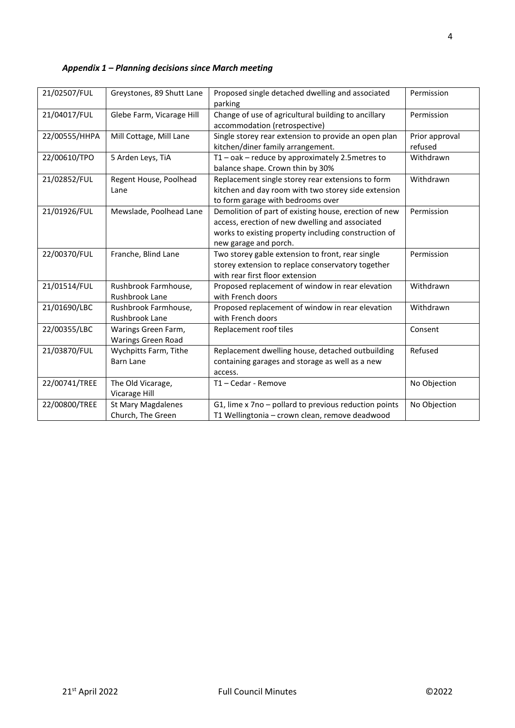### *Appendix 1 – Planning decisions since March meeting*

| | | | |
|---|---|---|---|
| 21/02507/FUL | Greystones, 89 Shutt Lane | Proposed single detached dwelling and associated parking | Permission |
| 21/04017/FUL | Glebe Farm, Vicarage Hill | Change of use of agricultural building to ancillary accommodation (retrospective) | Permission |
| 22/00555/HHPA | Mill Cottage, Mill Lane | Single storey rear extension to provide an open plan kitchen/diner family arrangement. | Prior approval refused |
| 22/00610/TPO | 5 Arden Leys, TiA | T1 – oak – reduce by approximately 2.5metres to balance shape. Crown thin by 30% | Withdrawn |
| 21/02852/FUL | Regent House, Poolhead Lane | Replacement single storey rear extensions to form kitchen and day room with two storey side extension to form garage with bedrooms over | Withdrawn |
| 21/01926/FUL | Mewslade, Poolhead Lane | Demolition of part of existing house, erection of new access, erection of new dwelling and associated works to existing property including construction of new garage and porch. | Permission |
| 22/00370/FUL | Franche, Blind Lane | Two storey gable extension to front, rear single storey extension to replace conservatory together with rear first floor extension | Permission |
| 21/01514/FUL | Rushbrook Farmhouse, Rushbrook Lane | Proposed replacement of window in rear elevation with French doors | Withdrawn |
| 21/01690/LBC | Rushbrook Farmhouse, Rushbrook Lane | Proposed replacement of window in rear elevation with French doors | Withdrawn |
| 22/00355/LBC | Warings Green Farm, Warings Green Road | Replacement roof tiles | Consent |
| 21/03870/FUL | Wychpitts Farm, Tithe Barn Lane | Replacement dwelling house, detached outbuilding containing garages and storage as well as a new access. | Refused |
| 22/00741/TREE | The Old Vicarage, Vicarage Hill | T1 – Cedar - Remove | No Objection |
| 22/00800/TREE | St Mary Magdalenes Church, The Green | G1, lime x 7no – pollard to previous reduction points T1 Wellingtonia – crown clean, remove deadwood | No Objection |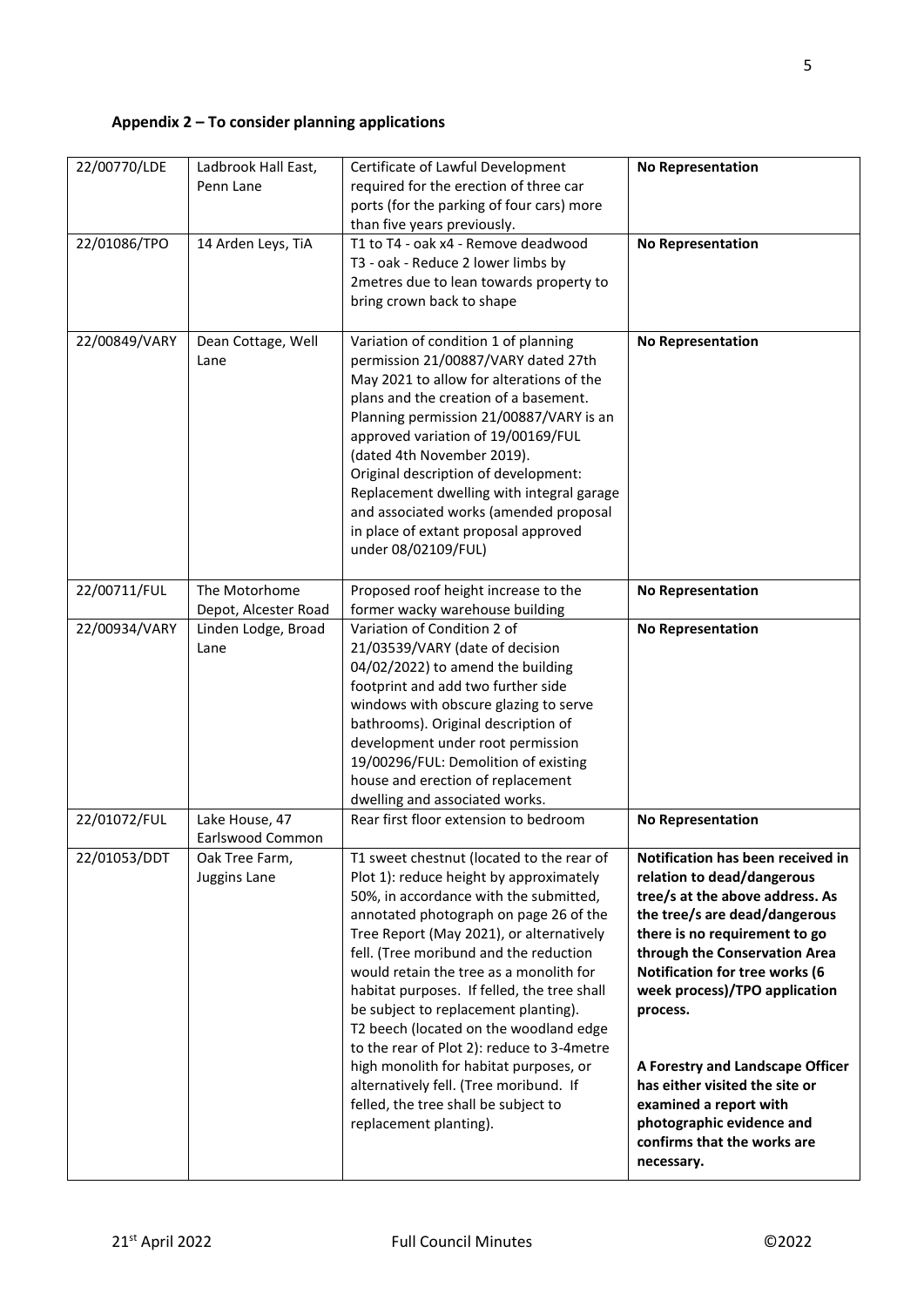## Appendix 2 – To consider planning applications

| | | | |
|---|---|---|---|
| 22/00770/LDE | Ladbrook Hall East, Penn Lane | Certificate of Lawful Development required for the erection of three car ports (for the parking of four cars) more than five years previously. | **No Representation** |
| 22/01086/TPO | 14 Arden Leys, TiA | T1 to T4 - oak x4 - Remove deadwood<br>T3 - oak - Reduce 2 lower limbs by 2metres due to lean towards property to bring crown back to shape | **No Representation** |
| 22/00849/VARY | Dean Cottage, Well Lane | Variation of condition 1 of planning permission 21/00887/VARY dated 27th May 2021 to allow for alterations of the plans and the creation of a basement. Planning permission 21/00887/VARY is an approved variation of 19/00169/FUL (dated 4th November 2019).<br>Original description of development: Replacement dwelling with integral garage and associated works (amended proposal in place of extant proposal approved under 08/02109/FUL) | **No Representation** |
| 22/00711/FUL | The Motorhome Depot, Alcester Road | Proposed roof height increase to the former wacky warehouse building | **No Representation** |
| 22/00934/VARY | Linden Lodge, Broad Lane | Variation of Condition 2 of 21/03539/VARY (date of decision 04/02/2022) to amend the building footprint and add two further side windows with obscure glazing to serve bathrooms). Original description of development under root permission 19/00296/FUL: Demolition of existing house and erection of replacement dwelling and associated works. | **No Representation** |
| 22/01072/FUL | Lake House, 47 Earlswood Common | Rear first floor extension to bedroom | **No Representation** |
| 22/01053/DDT | Oak Tree Farm, Juggins Lane | T1 sweet chestnut (located to the rear of Plot 1): reduce height by approximately 50%, in accordance with the submitted, annotated photograph on page 26 of the Tree Report (May 2021), or alternatively fell. (Tree moribund and the reduction would retain the tree as a monolith for habitat purposes. If felled, the tree shall be subject to replacement planting).<br>T2 beech (located on the woodland edge to the rear of Plot 2): reduce to 3-4metre high monolith for habitat purposes, or alternatively fell. (Tree moribund. If felled, the tree shall be subject to replacement planting). | **Notification has been received in relation to dead/dangerous tree/s at the above address. As the tree/s are dead/dangerous there is no requirement to go through the Conservation Area Notification for tree works (6 week process)/TPO application process.**<br><br>**A Forestry and Landscape Officer has either visited the site or examined a report with photographic evidence and confirms that the works are necessary.** |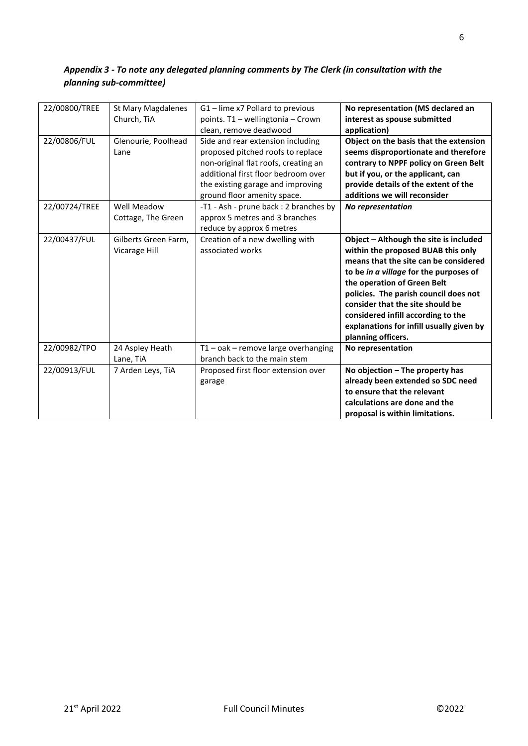### *Appendix 3 - To note any delegated planning comments by The Clerk (in consultation with the planning sub-committee)*

| | | | |
|---|---|---|---|
| 22/00800/TREE | St Mary Magdalenes Church, TiA | G1 – lime x7 Pollard to previous points. T1 – wellingtonia – Crown clean, remove deadwood | **No representation (MS declared an interest as spouse submitted application)** |
| 22/00806/FUL | Glenourie, Poolhead Lane | Side and rear extension including proposed pitched roofs to replace non-original flat roofs, creating an additional first floor bedroom over the existing garage and improving ground floor amenity space. | **Object on the basis that the extension seems disproportionate and therefore contrary to NPPF policy on Green Belt but if you, or the applicant, can provide details of the extent of the additions we will reconsider** |
| 22/00724/TREE | Well Meadow Cottage, The Green | -T1 - Ash - prune back : 2 branches by approx 5 metres and 3 branches reduce by approx 6 metres | ***No representation*** |
| 22/00437/FUL | Gilberts Green Farm, Vicarage Hill | Creation of a new dwelling with associated works | **Object – Although the site is included within the proposed BUAB this only means that the site can be considered to be *in a village* for the purposes of the operation of Green Belt policies. The parish council does not consider that the site should be considered infill according to the explanations for infill usually given by planning officers.** |
| 22/00982/TPO | 24 Aspley Heath Lane, TiA | T1 – oak – remove large overhanging branch back to the main stem | **No representation** |
| 22/00913/FUL | 7 Arden Leys, TiA | Proposed first floor extension over garage | **No objection – The property has already been extended so SDC need to ensure that the relevant calculations are done and the proposal is within limitations.** |